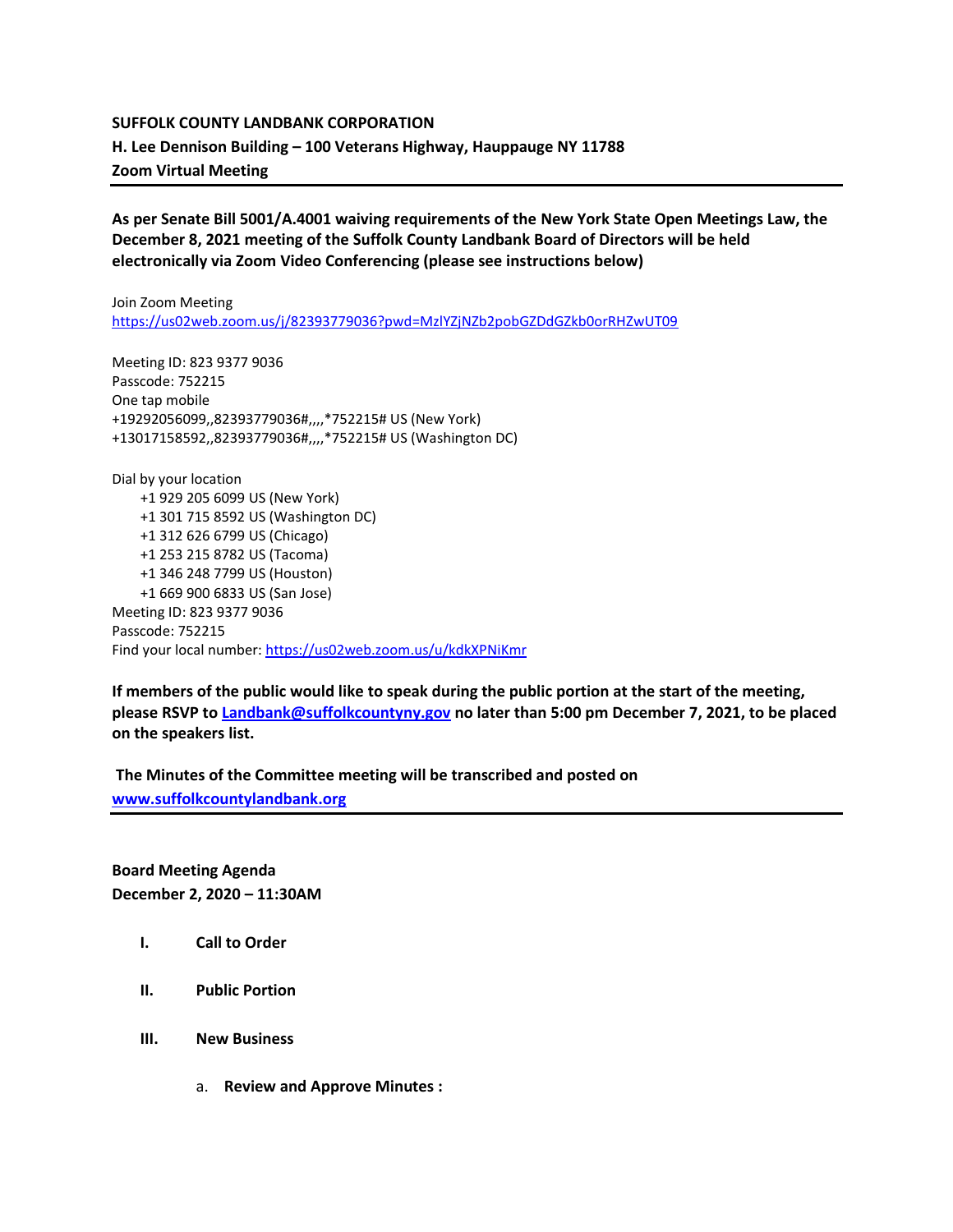**SUFFOLK COUNTY LANDBANK CORPORATION**
**H. Lee Dennison Building – 100 Veterans Highway, Hauppauge NY 11788**
**Zoom Virtual Meeting**

---

**As per Senate Bill 5001/A.4001 waiving requirements of the New York State Open Meetings Law, the December 8, 2021 meeting of the Suffolk County Landbank Board of Directors will be held electronically via Zoom Video Conferencing (please see instructions below)**

Join Zoom Meeting
https://us02web.zoom.us/j/82393779036?pwd=MzlYZjNZb2pobGZDdGZkb0orRHZwUT09

Meeting ID: 823 9377 9036
Passcode: 752215
One tap mobile
+19292056099,,82393779036#,,,,*752215# US (New York)
+13017158592,,82393779036#,,,,*752215# US (Washington DC)

Dial by your location
+1 929 205 6099 US (New York)
+1 301 715 8592 US (Washington DC)
+1 312 626 6799 US (Chicago)
+1 253 215 8782 US (Tacoma)
+1 346 248 7799 US (Houston)
+1 669 900 6833 US (San Jose)
Meeting ID: 823 9377 9036
Passcode: 752215
Find your local number: https://us02web.zoom.us/u/kdkXPNiKmr

**If members of the public would like to speak during the public portion at the start of the meeting, please RSVP to Landbank@suffolkcountyny.gov no later than 5:00 pm December 7, 2021, to be placed on the speakers list.**

**The Minutes of the Committee meeting will be transcribed and posted on www.suffolkcountylandbank.org**

---

**Board Meeting Agenda**
**December 2, 2020 – 11:30AM**

I. **Call to Order**

II. **Public Portion**

III. **New Business**

a. **Review and Approve Minutes :**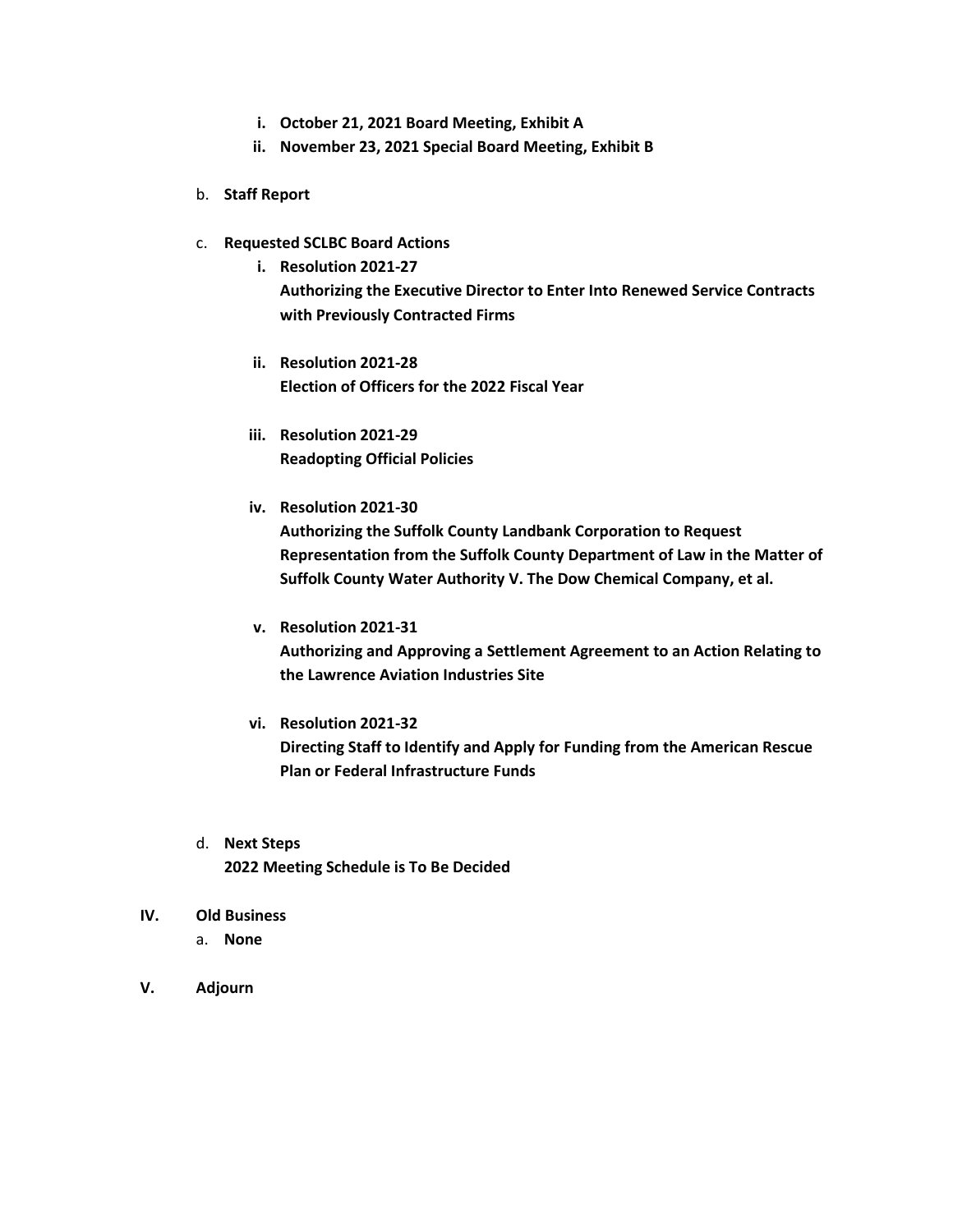- **i. October 21, 2021 Board Meeting, Exhibit A**
- **ii. November 23, 2021 Special Board Meeting, Exhibit B**

b. **Staff Report**

c. **Requested SCLBC Board Actions**

- **i. Resolution 2021-27**
  **Authorizing the Executive Director to Enter Into Renewed Service Contracts with Previously Contracted Firms**

- **ii. Resolution 2021-28**
  **Election of Officers for the 2022 Fiscal Year**

- **iii. Resolution 2021-29**
  **Readopting Official Policies**

- **iv. Resolution 2021-30**
  **Authorizing the Suffolk County Landbank Corporation to Request Representation from the Suffolk County Department of Law in the Matter of Suffolk County Water Authority V. The Dow Chemical Company, et al.**

- **v. Resolution 2021-31**
  **Authorizing and Approving a Settlement Agreement to an Action Relating to the Lawrence Aviation Industries Site**

- **vi. Resolution 2021-32**
  **Directing Staff to Identify and Apply for Funding from the American Rescue Plan or Federal Infrastructure Funds**

d. **Next Steps**
**2022 Meeting Schedule is To Be Decided**

**IV. Old Business**

a. **None**

**V. Adjourn**